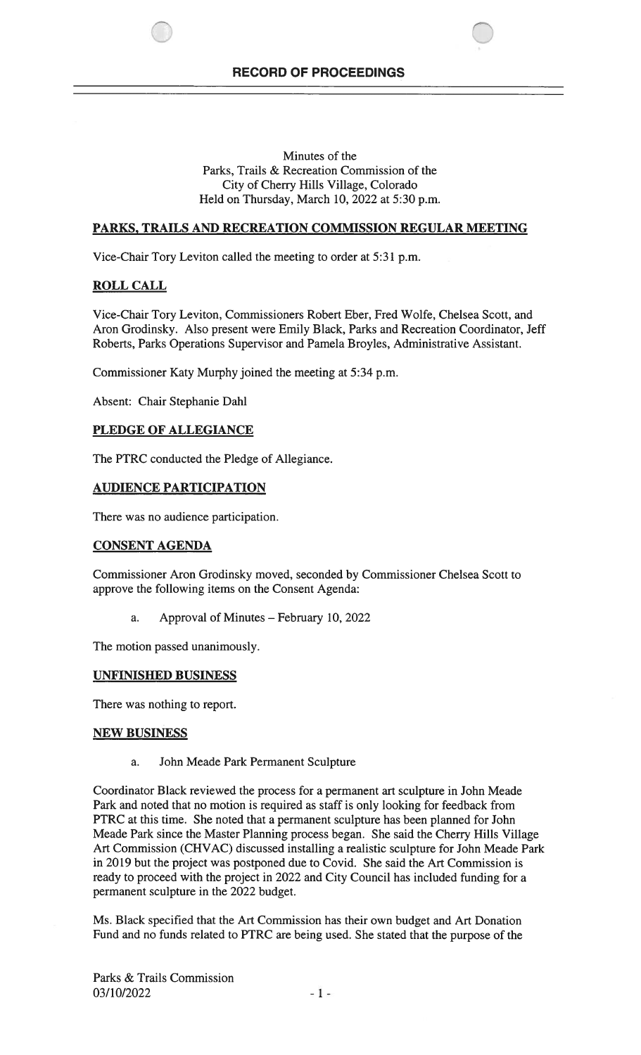# RECORD OF PROCEEDINGS

Minutes of the
Parks, Trails & Recreation Commission of the
City of Cherry Hills Village, Colorado
Held on Thursday, March 10, 2022 at 5:30 p.m.

## PARKS, TRAILS AND RECREATION COMMISSION REGULAR MEETING

Vice-Chair Tory Leviton called the meeting to order at 5:31 p.m.

## ROLL CALL

Vice-Chair Tory Leviton, Commissioners Robert Eber, Fred Wolfe, Chelsea Scott, and Aron Grodinsky. Also present were Emily Black, Parks and Recreation Coordinator, Jeff Roberts, Parks Operations Supervisor and Pamela Broyles, Administrative Assistant.

Commissioner Katy Murphy joined the meeting at 5:34 p.m.

Absent: Chair Stephanie Dahl

## PLEDGE OF ALLEGIANCE

The PTRC conducted the Pledge of Allegiance.

## AUDIENCE PARTICIPATION

There was no audience participation.

## CONSENT AGENDA

Commissioner Aron Grodinsky moved, seconded by Commissioner Chelsea Scott to approve the following items on the Consent Agenda:

a. Approval of Minutes – February 10, 2022

The motion passed unanimously.

## UNFINISHED BUSINESS

There was nothing to report.

## NEW BUSINESS

a. John Meade Park Permanent Sculpture

Coordinator Black reviewed the process for a permanent art sculpture in John Meade Park and noted that no motion is required as staff is only looking for feedback from PTRC at this time. She noted that a permanent sculpture has been planned for John Meade Park since the Master Planning process began. She said the Cherry Hills Village Art Commission (CHVAC) discussed installing a realistic sculpture for John Meade Park in 2019 but the project was postponed due to Covid. She said the Art Commission is ready to proceed with the project in 2022 and City Council has included funding for a permanent sculpture in the 2022 budget.

Ms. Black specified that the Art Commission has their own budget and Art Donation Fund and no funds related to PTRC are being used. She stated that the purpose of the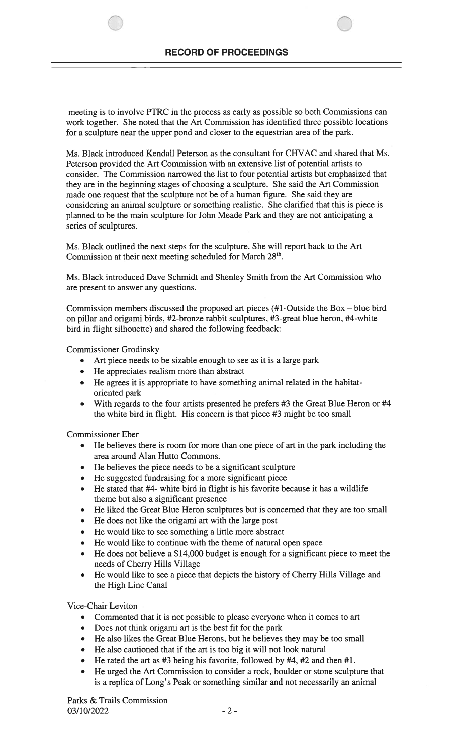meeting is to involve PTRC in the process as early as possible so both Commissions can work together. She noted that the Art Commission has identified three possible locations for a sculpture near the upper pond and closer to the equestrian area of the park.

Ms. Black introduced Kendall Peterson as the consultant for CHVAC and shared that Ms. Peterson provided the Art Commission with an extensive list of potential artists to consider. The Commission narrowed the list to four potential artists but emphasized that they are in the beginning stages of choosing a sculpture. She said the Art Commission made one request that the sculpture not be of a human figure. She said they are considering an animal sculpture or something realistic. She clarified that this is piece is planned to be the main sculpture for John Meade Park and they are not anticipating a series of sculptures.

Ms. Black outlined the next steps for the sculpture. She will report back to the Art Commission at their next meeting scheduled for March 28th.

Ms. Black introduced Dave Schmidt and Shenley Smith from the Art Commission who are present to answer any questions.

Commission members discussed the proposed art pieces (#1-Outside the Box – blue bird on pillar and origami birds, #2-bronze rabbit sculptures, #3-great blue heron, #4-white bird in flight silhouette) and shared the following feedback:

Commissioner Grodinsky

- Art piece needs to be sizable enough to see as it is a large park
- He appreciates realism more than abstract
- He agrees it is appropriate to have something animal related in the habitat-oriented park
- With regards to the four artists presented he prefers #3 the Great Blue Heron or #4 the white bird in flight. His concern is that piece #3 might be too small

Commissioner Eber

- He believes there is room for more than one piece of art in the park including the area around Alan Hutto Commons.
- He believes the piece needs to be a significant sculpture
- He suggested fundraising for a more significant piece
- He stated that #4- white bird in flight is his favorite because it has a wildlife theme but also a significant presence
- He liked the Great Blue Heron sculptures but is concerned that they are too small
- He does not like the origami art with the large post
- He would like to see something a little more abstract
- He would like to continue with the theme of natural open space
- He does not believe a $14,000 budget is enough for a significant piece to meet the needs of Cherry Hills Village
- He would like to see a piece that depicts the history of Cherry Hills Village and the High Line Canal

Vice-Chair Leviton

- Commented that it is not possible to please everyone when it comes to art
- Does not think origami art is the best fit for the park
- He also likes the Great Blue Herons, but he believes they may be too small
- He also cautioned that if the art is too big it will not look natural
- He rated the art as #3 being his favorite, followed by #4, #2 and then #1.
- He urged the Art Commission to consider a rock, boulder or stone sculpture that is a replica of Long's Peak or something similar and not necessarily an animal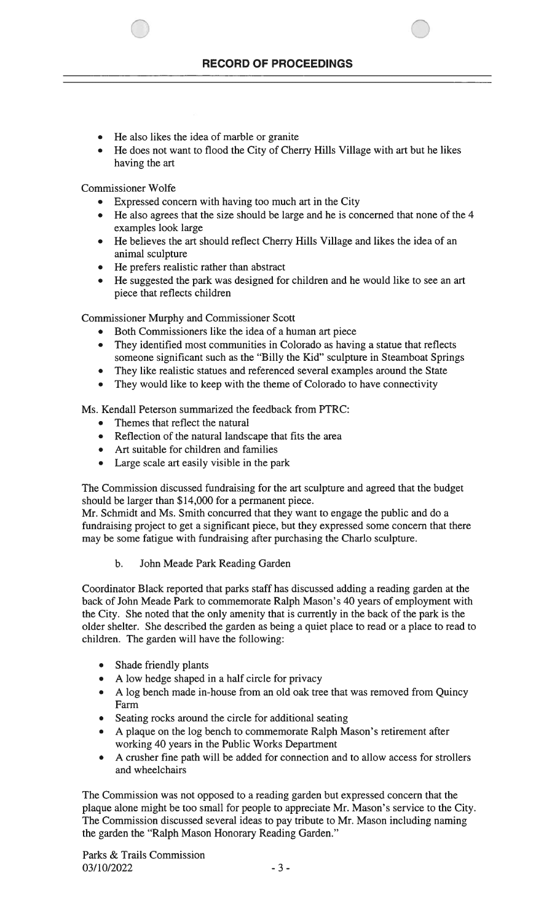- He also likes the idea of marble or granite
- He does not want to flood the City of Cherry Hills Village with art but he likes having the art

Commissioner Wolfe

- Expressed concern with having too much art in the City
- He also agrees that the size should be large and he is concerned that none of the 4 examples look large
- He believes the art should reflect Cherry Hills Village and likes the idea of an animal sculpture
- He prefers realistic rather than abstract
- He suggested the park was designed for children and he would like to see an art piece that reflects children

Commissioner Murphy and Commissioner Scott

- Both Commissioners like the idea of a human art piece
- They identified most communities in Colorado as having a statue that reflects someone significant such as the "Billy the Kid" sculpture in Steamboat Springs
- They like realistic statues and referenced several examples around the State
- They would like to keep with the theme of Colorado to have connectivity

Ms. Kendall Peterson summarized the feedback from PTRC:

- Themes that reflect the natural
- Reflection of the natural landscape that fits the area
- Art suitable for children and families
- Large scale art easily visible in the park

The Commission discussed fundraising for the art sculpture and agreed that the budget should be larger than $14,000 for a permanent piece.
Mr. Schmidt and Ms. Smith concurred that they want to engage the public and do a fundraising project to get a significant piece, but they expressed some concern that there may be some fatigue with fundraising after purchasing the Charlo sculpture.

b. John Meade Park Reading Garden

Coordinator Black reported that parks staff has discussed adding a reading garden at the back of John Meade Park to commemorate Ralph Mason's 40 years of employment with the City. She noted that the only amenity that is currently in the back of the park is the older shelter. She described the garden as being a quiet place to read or a place to read to children. The garden will have the following:

- Shade friendly plants
- A low hedge shaped in a half circle for privacy
- A log bench made in-house from an old oak tree that was removed from Quincy Farm
- Seating rocks around the circle for additional seating
- A plaque on the log bench to commemorate Ralph Mason's retirement after working 40 years in the Public Works Department
- A crusher fine path will be added for connection and to allow access for strollers and wheelchairs

The Commission was not opposed to a reading garden but expressed concern that the plaque alone might be too small for people to appreciate Mr. Mason's service to the City. The Commission discussed several ideas to pay tribute to Mr. Mason including naming the garden the "Ralph Mason Honorary Reading Garden."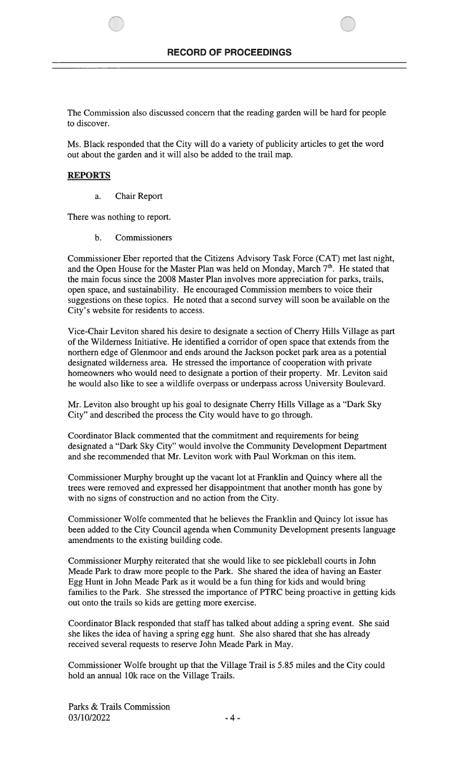The Commission also discussed concern that the reading garden will be hard for people to discover.

Ms. Black responded that the City will do a variety of publicity articles to get the word out about the garden and it will also be added to the trail map.

## REPORTS

a. Chair Report

There was nothing to report.

b. Commissioners

Commissioner Eber reported that the Citizens Advisory Task Force (CAT) met last night, and the Open House for the Master Plan was held on Monday, March 7th. He stated that the main focus since the 2008 Master Plan involves more appreciation for parks, trails, open space, and sustainability. He encouraged Commission members to voice their suggestions on these topics. He noted that a second survey will soon be available on the City's website for residents to access.

Vice-Chair Leviton shared his desire to designate a section of Cherry Hills Village as part of the Wilderness Initiative. He identified a corridor of open space that extends from the northern edge of Glenmoor and ends around the Jackson pocket park area as a potential designated wilderness area. He stressed the importance of cooperation with private homeowners who would need to designate a portion of their property. Mr. Leviton said he would also like to see a wildlife overpass or underpass across University Boulevard.

Mr. Leviton also brought up his goal to designate Cherry Hills Village as a "Dark Sky City" and described the process the City would have to go through.

Coordinator Black commented that the commitment and requirements for being designated a "Dark Sky City" would involve the Community Development Department and she recommended that Mr. Leviton work with Paul Workman on this item.

Commissioner Murphy brought up the vacant lot at Franklin and Quincy where all the trees were removed and expressed her disappointment that another month has gone by with no signs of construction and no action from the City.

Commissioner Wolfe commented that he believes the Franklin and Quincy lot issue has been added to the City Council agenda when Community Development presents language amendments to the existing building code.

Commissioner Murphy reiterated that she would like to see pickleball courts in John Meade Park to draw more people to the Park. She shared the idea of having an Easter Egg Hunt in John Meade Park as it would be a fun thing for kids and would bring families to the Park. She stressed the importance of PTRC being proactive in getting kids out onto the trails so kids are getting more exercise.

Coordinator Black responded that staff has talked about adding a spring event. She said she likes the idea of having a spring egg hunt. She also shared that she has already received several requests to reserve John Meade Park in May.

Commissioner Wolfe brought up that the Village Trail is 5.85 miles and the City could hold an annual 10k race on the Village Trails.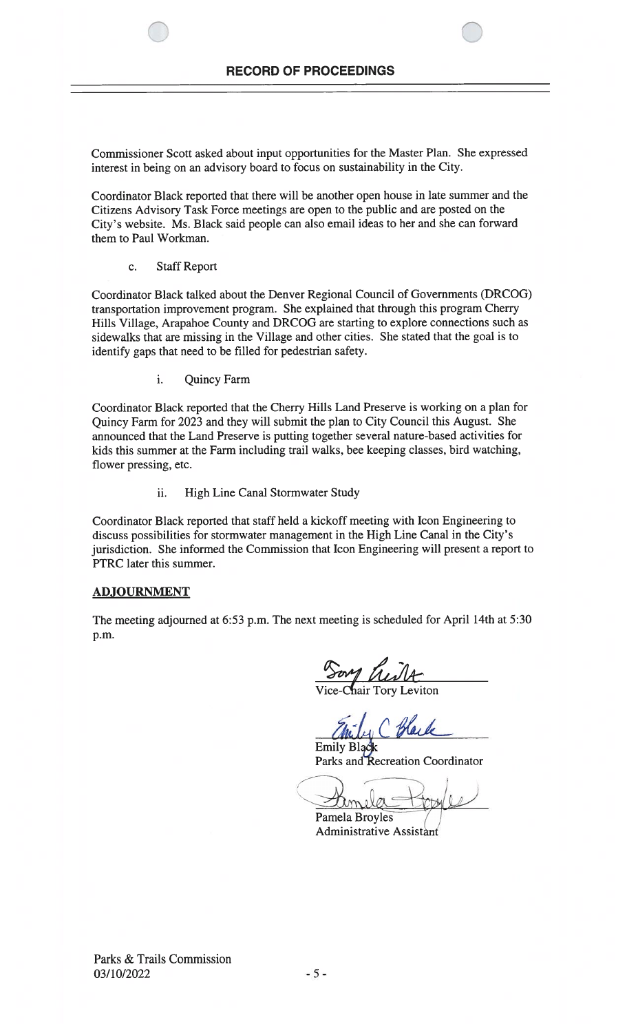Commissioner Scott asked about input opportunities for the Master Plan. She expressed interest in being on an advisory board to focus on sustainability in the City.

Coordinator Black reported that there will be another open house in late summer and the Citizens Advisory Task Force meetings are open to the public and are posted on the City's website. Ms. Black said people can also email ideas to her and she can forward them to Paul Workman.

c. Staff Report

Coordinator Black talked about the Denver Regional Council of Governments (DRCOG) transportation improvement program. She explained that through this program Cherry Hills Village, Arapahoe County and DRCOG are starting to explore connections such as sidewalks that are missing in the Village and other cities. She stated that the goal is to identify gaps that need to be filled for pedestrian safety.

i. Quincy Farm

Coordinator Black reported that the Cherry Hills Land Preserve is working on a plan for Quincy Farm for 2023 and they will submit the plan to City Council this August. She announced that the Land Preserve is putting together several nature-based activities for kids this summer at the Farm including trail walks, bee keeping classes, bird watching, flower pressing, etc.

ii. High Line Canal Stormwater Study

Coordinator Black reported that staff held a kickoff meeting with Icon Engineering to discuss possibilities for stormwater management in the High Line Canal in the City's jurisdiction. She informed the Commission that Icon Engineering will present a report to PTRC later this summer.

**ADJOURNMENT**

The meeting adjourned at 6:53 p.m. The next meeting is scheduled for April 14th at 5:30 p.m.

Vice-Chair Tory Leviton

Emily Black
Parks and Recreation Coordinator

Pamela Broyles
Administrative Assistant